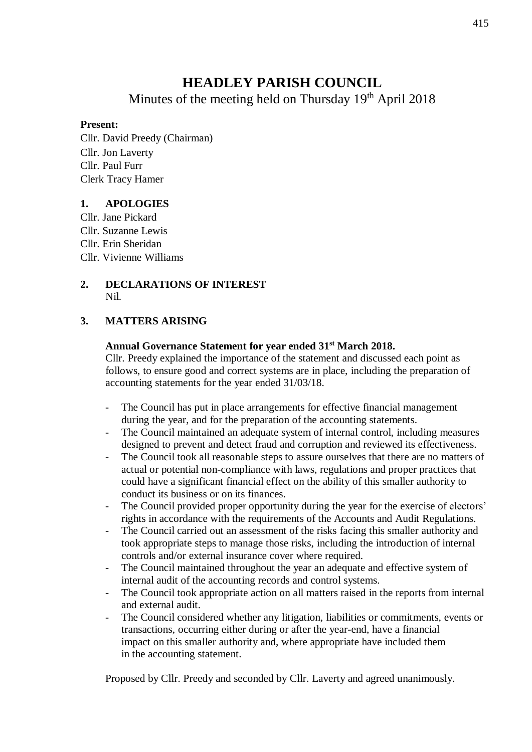# HEADLEY PARISH COUNCIL

Minutes of the meeting held on Thursday 19th April 2018

**Present:**

Cllr. David Preedy (Chairman)
Cllr. Jon Laverty
Cllr. Paul Furr
Clerk Tracy Hamer

## 1. APOLOGIES

Cllr. Jane Pickard
Cllr. Suzanne Lewis
Cllr. Erin Sheridan
Cllr. Vivienne Williams

## 2. DECLARATIONS OF INTEREST

Nil.

## 3. MATTERS ARISING

**Annual Governance Statement for year ended 31st March 2018.**

Cllr. Preedy explained the importance of the statement and discussed each point as follows, to ensure good and correct systems are in place, including the preparation of accounting statements for the year ended 31/03/18.

- The Council has put in place arrangements for effective financial management during the year, and for the preparation of the accounting statements.
- The Council maintained an adequate system of internal control, including measures designed to prevent and detect fraud and corruption and reviewed its effectiveness.
- The Council took all reasonable steps to assure ourselves that there are no matters of actual or potential non-compliance with laws, regulations and proper practices that could have a significant financial effect on the ability of this smaller authority to conduct its business or on its finances.
- The Council provided proper opportunity during the year for the exercise of electors' rights in accordance with the requirements of the Accounts and Audit Regulations.
- The Council carried out an assessment of the risks facing this smaller authority and took appropriate steps to manage those risks, including the introduction of internal controls and/or external insurance cover where required.
- The Council maintained throughout the year an adequate and effective system of internal audit of the accounting records and control systems.
- The Council took appropriate action on all matters raised in the reports from internal and external audit.
- The Council considered whether any litigation, liabilities or commitments, events or transactions, occurring either during or after the year-end, have a financial impact on this smaller authority and, where appropriate have included them in the accounting statement.

Proposed by Cllr. Preedy and seconded by Cllr. Laverty and agreed unanimously.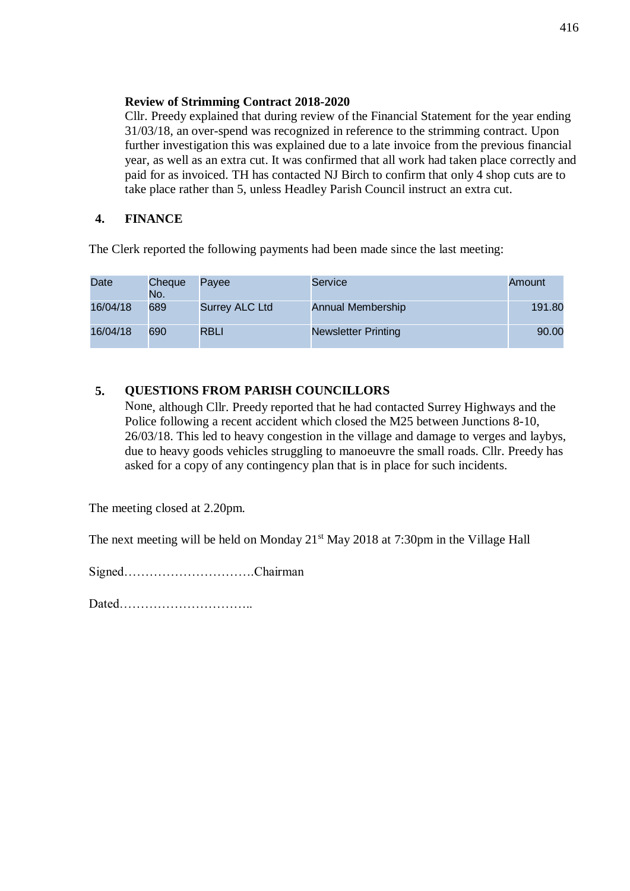**Review of Strimming Contract 2018-2020**

Cllr. Preedy explained that during review of the Financial Statement for the year ending 31/03/18, an over-spend was recognized in reference to the strimming contract. Upon further investigation this was explained due to a late invoice from the previous financial year, as well as an extra cut. It was confirmed that all work had taken place correctly and paid for as invoiced. TH has contacted NJ Birch to confirm that only 4 shop cuts are to take place rather than 5, unless Headley Parish Council instruct an extra cut.

## 4. FINANCE

The Clerk reported the following payments had been made since the last meeting:

| Date | Cheque No. | Payee | Service | Amount |
|---|---|---|---|---|
| 16/04/18 | 689 | Surrey ALC Ltd | Annual Membership | 191.80 |
| 16/04/18 | 690 | RBLI | Newsletter Printing | 90.00 |

## 5. QUESTIONS FROM PARISH COUNCILLORS

None, although Cllr. Preedy reported that he had contacted Surrey Highways and the Police following a recent accident which closed the M25 between Junctions 8-10, 26/03/18. This led to heavy congestion in the village and damage to verges and laybys, due to heavy goods vehicles struggling to manoeuvre the small roads. Cllr. Preedy has asked for a copy of any contingency plan that is in place for such incidents.

The meeting closed at 2.20pm.

The next meeting will be held on Monday 21st May 2018 at 7:30pm in the Village Hall

Signed………………………….Chairman

Dated…………………………..